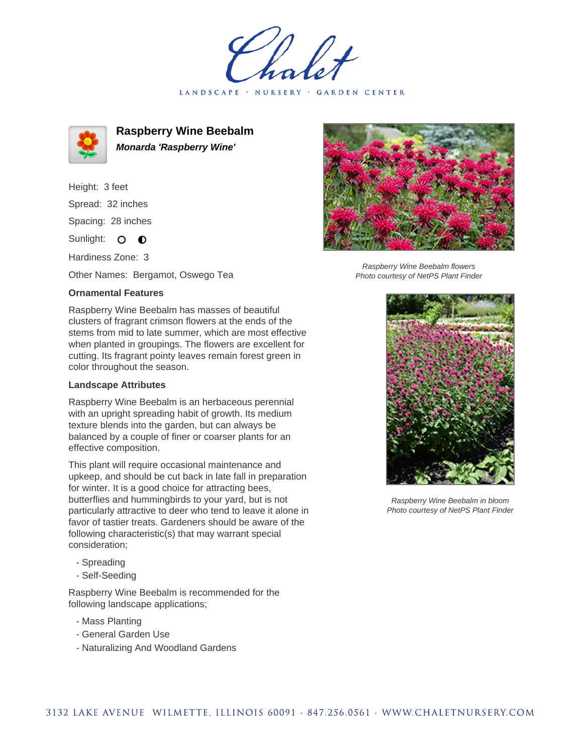# Chalet

LANDSCAPE · NURSERY · GARDEN CENTER

## Raspberry Wine Beebalm

***Monarda 'Raspberry Wine'***

Height: 3 feet

Spread: 32 inches

Spacing: 28 inches

Sunlight: ○ ◐

Hardiness Zone: 3

Other Names: Bergamot, Oswego Tea

### Ornamental Features

Raspberry Wine Beebalm has masses of beautiful clusters of fragrant crimson flowers at the ends of the stems from mid to late summer, which are most effective when planted in groupings. The flowers are excellent for cutting. Its fragrant pointy leaves remain forest green in color throughout the season.

### Landscape Attributes

Raspberry Wine Beebalm is an herbaceous perennial with an upright spreading habit of growth. Its medium texture blends into the garden, but can always be balanced by a couple of finer or coarser plants for an effective composition.

This plant will require occasional maintenance and upkeep, and should be cut back in late fall in preparation for winter. It is a good choice for attracting bees, butterflies and hummingbirds to your yard, but is not particularly attractive to deer who tend to leave it alone in favor of tastier treats. Gardeners should be aware of the following characteristic(s) that may warrant special consideration;

- Spreading
- Self-Seeding

Raspberry Wine Beebalm is recommended for the following landscape applications;

- Mass Planting
- General Garden Use
- Naturalizing And Woodland Gardens

*Raspberry Wine Beebalm flowers*
*Photo courtesy of NetPS Plant Finder*

*Raspberry Wine Beebalm in bloom*
*Photo courtesy of NetPS Plant Finder*

3132 LAKE AVENUE WILMETTE, ILLINOIS 60091 · 847.256.0561 · WWW.CHALETNURSERY.COM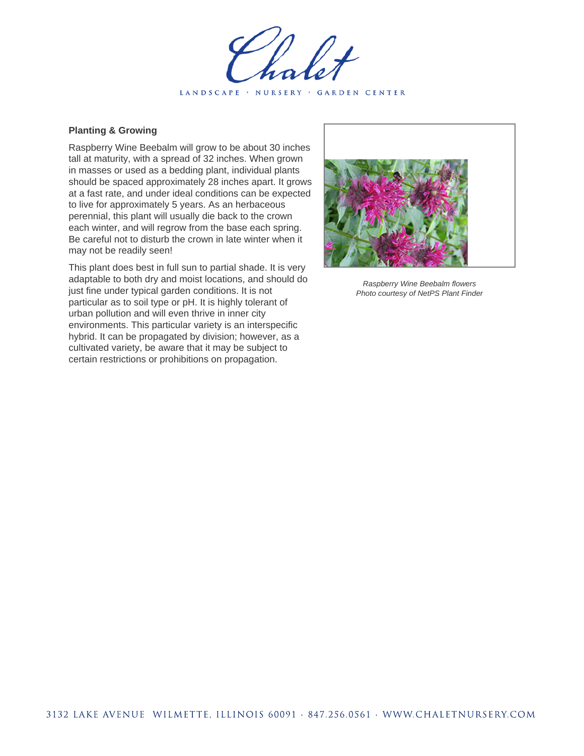## Planting & Growing

Raspberry Wine Beebalm will grow to be about 30 inches tall at maturity, with a spread of 32 inches. When grown in masses or used as a bedding plant, individual plants should be spaced approximately 28 inches apart. It grows at a fast rate, and under ideal conditions can be expected to live for approximately 5 years. As an herbaceous perennial, this plant will usually die back to the crown each winter, and will regrow from the base each spring. Be careful not to disturb the crown in late winter when it may not be readily seen!

This plant does best in full sun to partial shade. It is very adaptable to both dry and moist locations, and should do just fine under typical garden conditions. It is not particular as to soil type or pH. It is highly tolerant of urban pollution and will even thrive in inner city environments. This particular variety is an interspecific hybrid. It can be propagated by division; however, as a cultivated variety, be aware that it may be subject to certain restrictions or prohibitions on propagation.

*Raspberry Wine Beebalm flowers*
*Photo courtesy of NetPS Plant Finder*